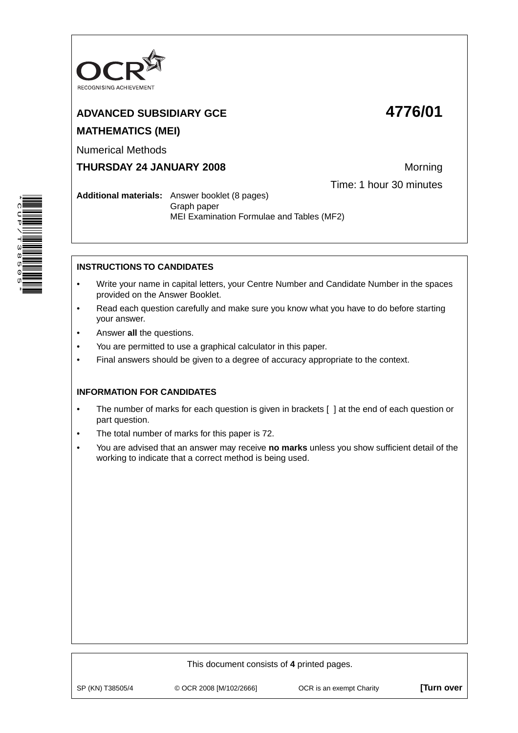OCR RECOGNISING ACHIEVEMENT

**ADVANCED SUBSIDIARY GCE** **4776/01**

**MATHEMATICS (MEI)**

Numerical Methods

**THURSDAY 24 JANUARY 2008** Morning

Time: 1 hour 30 minutes

**Additional materials:** Answer booklet (8 pages)
Graph paper
MEI Examination Formulae and Tables (MF2)

**INSTRUCTIONS TO CANDIDATES**

- Write your name in capital letters, your Centre Number and Candidate Number in the spaces provided on the Answer Booklet.
- Read each question carefully and make sure you know what you have to do before starting your answer.
- Answer **all** the questions.
- You are permitted to use a graphical calculator in this paper.
- Final answers should be given to a degree of accuracy appropriate to the context.

**INFORMATION FOR CANDIDATES**

- The number of marks for each question is given in brackets [ ] at the end of each question or part question.
- The total number of marks for this paper is 72.
- You are advised that an answer may receive **no marks** unless you show sufficient detail of the working to indicate that a correct method is being used.

This document consists of **4** printed pages.

SP (KN) T38505/4 © OCR 2008 [M/102/2666] OCR is an exempt Charity **[Turn over**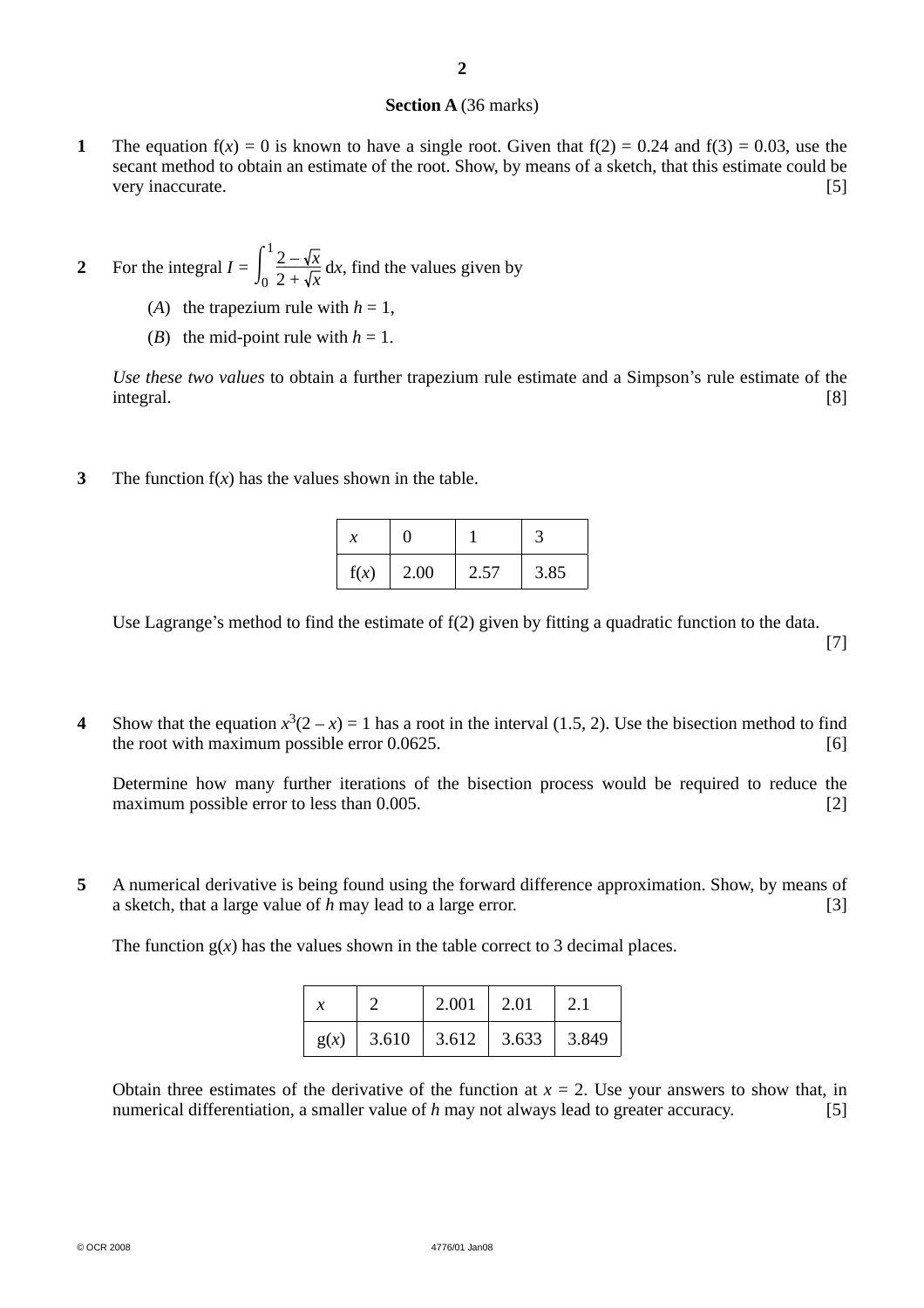**Section A** (36 marks)

**1** The equation $f(x) = 0$ is known to have a single root. Given that $f(2) = 0.24$ and $f(3) = 0.03$, use the secant method to obtain an estimate of the root. Show, by means of a sketch, that this estimate could be very inaccurate. [5]

**2** For the integral $I = \int_0^1 \frac{2 - \sqrt{x}}{2 + \sqrt{x}} \, dx$, find the values given by

(*A*) the trapezium rule with $h = 1$,

(*B*) the mid-point rule with $h = 1$.

*Use these two values* to obtain a further trapezium rule estimate and a Simpson's rule estimate of the integral. [8]

**3** The function $f(x)$ has the values shown in the table.

| $x$ | 0 | 1 | 3 |
|---|---|---|---|
| $f(x)$ | 2.00 | 2.57 | 3.85 |

Use Lagrange's method to find the estimate of $f(2)$ given by fitting a quadratic function to the data. [7]

**4** Show that the equation $x^3(2 - x) = 1$ has a root in the interval (1.5, 2). Use the bisection method to find the root with maximum possible error 0.0625. [6]

Determine how many further iterations of the bisection process would be required to reduce the maximum possible error to less than 0.005. [2]

**5** A numerical derivative is being found using the forward difference approximation. Show, by means of a sketch, that a large value of $h$ may lead to a large error. [3]

The function $g(x)$ has the values shown in the table correct to 3 decimal places.

| $x$ | 2 | 2.001 | 2.01 | 2.1 |
|---|---|---|---|---|
| $g(x)$ | 3.610 | 3.612 | 3.633 | 3.849 |

Obtain three estimates of the derivative of the function at $x = 2$. Use your answers to show that, in numerical differentiation, a smaller value of $h$ may not always lead to greater accuracy. [5]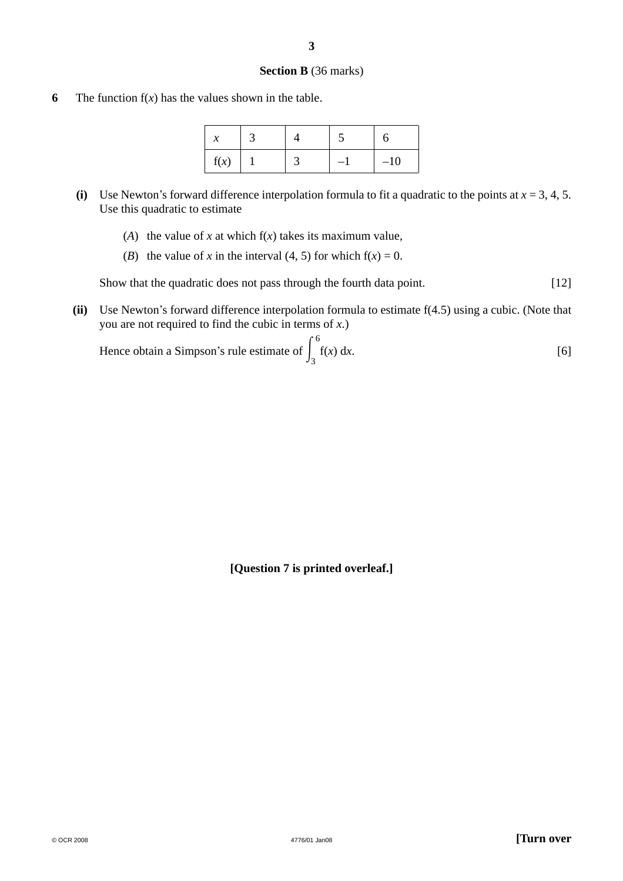## Section B (36 marks)

**6** The function $f(x)$ has the values shown in the table.

| $x$ | 3 | 4 | 5 | 6 |
|---|---|---|---|---|
| $f(x)$ | 1 | 3 | $-1$ | $-10$ |

**(i)** Use Newton's forward difference interpolation formula to fit a quadratic to the points at $x = 3, 4, 5$. Use this quadratic to estimate

(*A*) the value of $x$ at which $f(x)$ takes its maximum value,

(*B*) the value of $x$ in the interval $(4, 5)$ for which $f(x) = 0$.

Show that the quadratic does not pass through the fourth data point. [12]

**(ii)** Use Newton's forward difference interpolation formula to estimate $f(4.5)$ using a cubic. (Note that you are not required to find the cubic in terms of $x$.)

Hence obtain a Simpson's rule estimate of $\int_3^6 f(x)\,dx$. [6]

**[Question 7 is printed overleaf.]**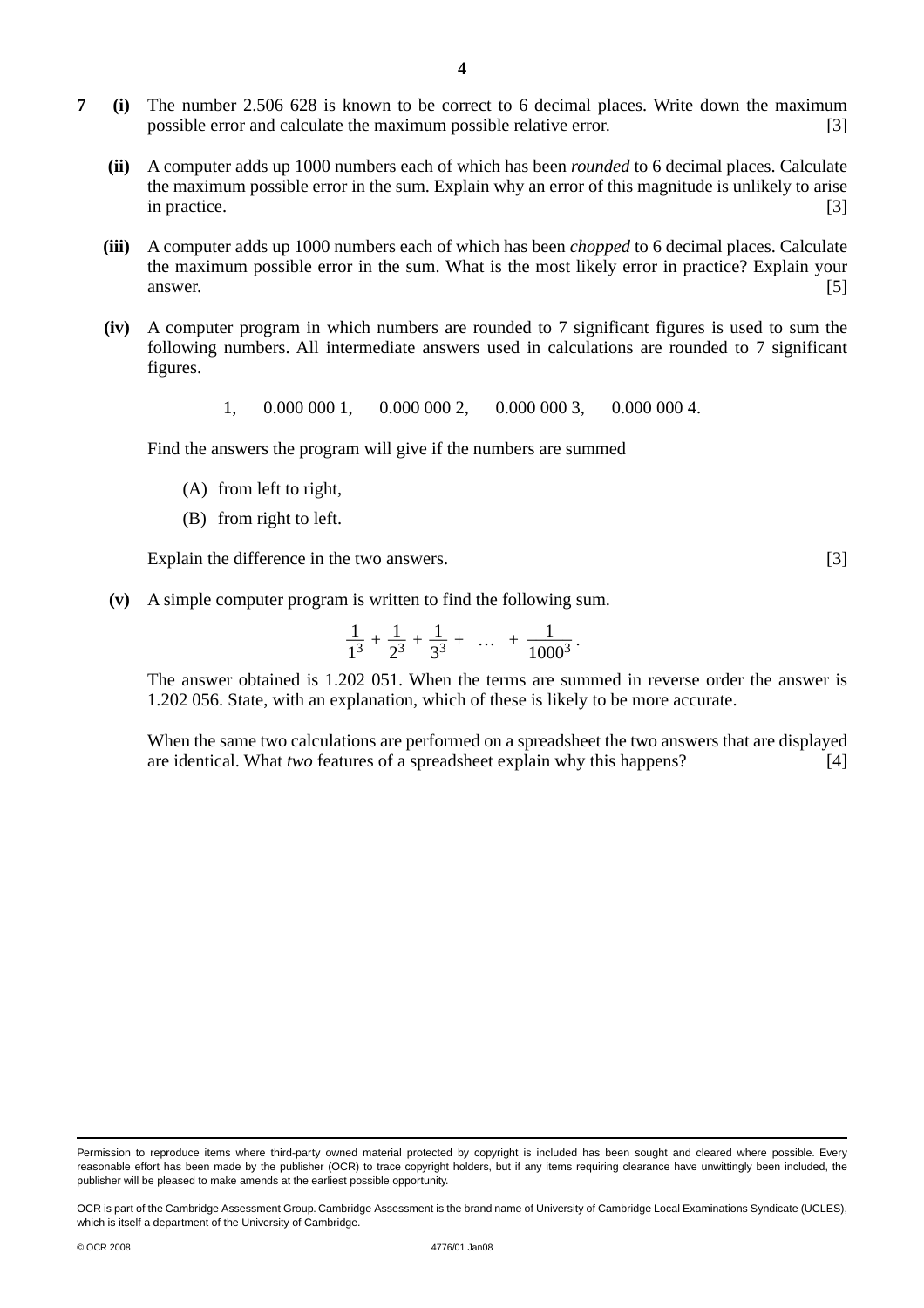**7 (i)** The number 2.506 628 is known to be correct to 6 decimal places. Write down the maximum possible error and calculate the maximum possible relative error. [3]

**(ii)** A computer adds up 1000 numbers each of which has been *rounded* to 6 decimal places. Calculate the maximum possible error in the sum. Explain why an error of this magnitude is unlikely to arise in practice. [3]

**(iii)** A computer adds up 1000 numbers each of which has been *chopped* to 6 decimal places. Calculate the maximum possible error in the sum. What is the most likely error in practice? Explain your answer. [5]

**(iv)** A computer program in which numbers are rounded to 7 significant figures is used to sum the following numbers. All intermediate answers used in calculations are rounded to 7 significant figures.

1, 0.000 000 1, 0.000 000 2, 0.000 000 3, 0.000 000 4.

Find the answers the program will give if the numbers are summed

(A) from left to right,

(B) from right to left.

Explain the difference in the two answers. [3]

**(v)** A simple computer program is written to find the following sum.

$$\frac{1}{1^3} + \frac{1}{2^3} + \frac{1}{3^3} + \dots + \frac{1}{1000^3}.$$

The answer obtained is 1.202 051. When the terms are summed in reverse order the answer is 1.202 056. State, with an explanation, which of these is likely to be more accurate.

When the same two calculations are performed on a spreadsheet the two answers that are displayed are identical. What *two* features of a spreadsheet explain why this happens? [4]

Permission to reproduce items where third-party owned material protected by copyright is included has been sought and cleared where possible. Every reasonable effort has been made by the publisher (OCR) to trace copyright holders, but if any items requiring clearance have unwittingly been included, the publisher will be pleased to make amends at the earliest possible opportunity.

OCR is part of the Cambridge Assessment Group. Cambridge Assessment is the brand name of University of Cambridge Local Examinations Syndicate (UCLES), which is itself a department of the University of Cambridge.